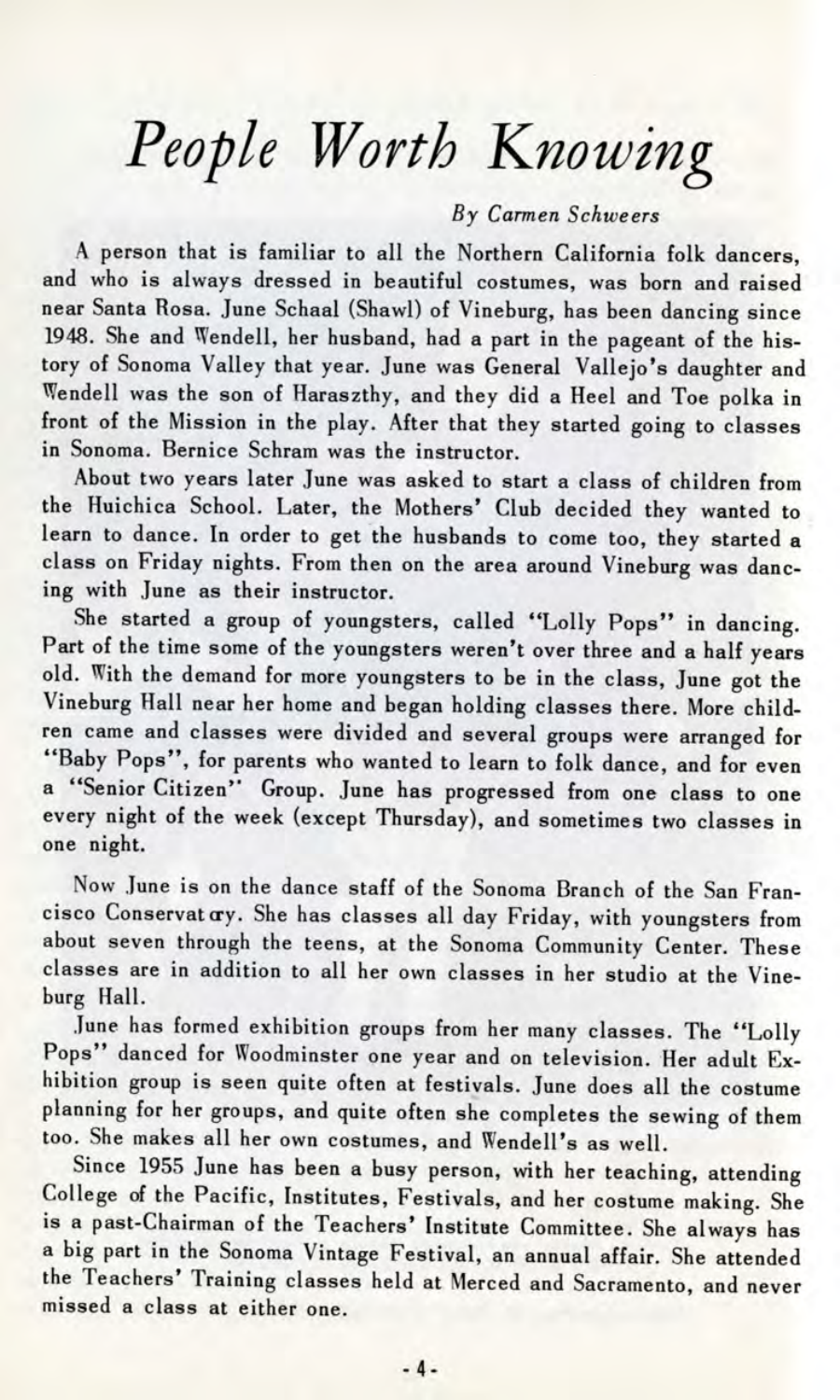# *People Worth Knowing*

*By Carmen Schweers*

A person that is familiar to all the Northern California folk dancers, and who is always dressed in beautiful costumes, was born and raised near Santa Rosa. June Schaal (Shawl) of Vineburg, has been dancing since 1948. She and Wendell, her husband, had a part in the pageant of the history of Sonoma Valley that year. June was General Vallejo's daughter and Wendell was the son of Haraszthy, and they did a Heel and Toe polka in front of the Mission in the play. After that they started going to classes in Sonoma. Bernice Schram was the instructor.

About two years later June was asked to start a class of children from the Huichica School. Later, the Mothers' Club decided they wanted to learn to dance. In order to get the husbands to come too, they started a class on Friday nights. From then on the area around Vineburg was dancing with June as their instructor.

She started a group of youngsters, called "Lolly Pops" in dancing. Part of the time some of the youngsters weren't over three and a half years old. With the demand for more youngsters to be in the class, June got the Vineburg Hall near her home and began holding classes there. More children came and classes were divided and several groups were arranged for "Baby Pops", for parents who wanted to learn to folk dance, and for even a "Senior Citizen" Group. June has progressed from one class to one every night of the week (except Thursday), and sometimes two classes in one night.

Now June is on the dance staff of the Sonoma Branch of the San Francisco Conservatory. She has classes all day Friday, with youngsters from about seven through the teens, at the Sonoma Community Center. These classes are in addition to all her own classes in her studio at the Vineburg Hall.

June has formed exhibition groups from her many classes. The "Lolly Pops" danced for Woodminster one year and on television. Her adult Exhibition group is seen quite often at festivals. June does all the costume planning for her groups, and quite often she completes the sewing of them too. She makes all her own costumes, and Wendell's as well.

Since 1955 June has been a busy person, with her teaching, attending College of the Pacific, Institutes, Festivals, and her costume making. She is a past-Chairman of the Teachers' Institute Committee. She always has a big part in the Sonoma Vintage Festival, an annual affair. She attended the Teachers' Training classes held at Merced and Sacramento, and never missed a class at either one.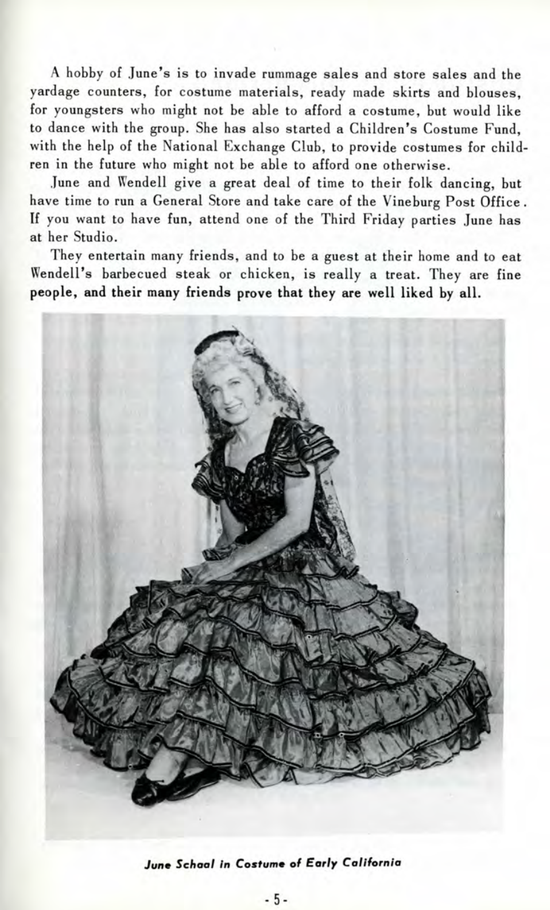A hobby of June's is to invade rummage sales and store sales and the yardage counters, for costume materials, ready made skirts and blouses, for youngsters who might not be able to afford a costume, but would like to dance with the group. She has also started a Children's Costume Fund, with the help of the National Exchange Club, to provide costumes for children in the future who might not be able to afford one otherwise.

June and Wendell give a great deal of time to their folk dancing, but have time to run a General Store and take care of the Vineburg Post Office. If you want to have fun, attend one of the Third Friday parties June has at her Studio.

They entertain many friends, and to be a guest at their home and to eat Wendell's barbecued steak or chicken, is really a treat. They are fine **people, and their many friends prove that they are well liked by all.**

***June Schaal in Costume of Early California***